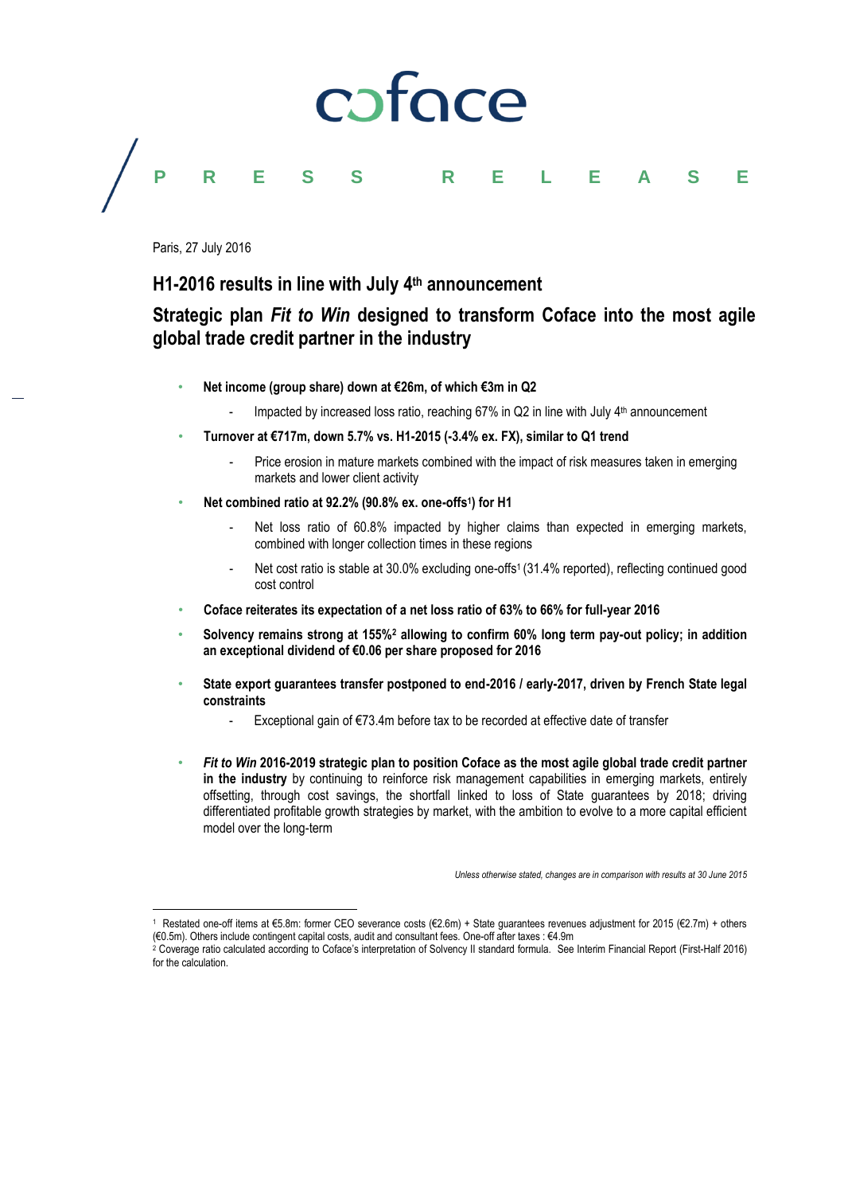coface

PRESS RELEASE

Paris, 27 July 2016

## H1-2016 results in line with July 4th announcement

## Strategic plan *Fit to Win* designed to transform Coface into the most agile global trade credit partner in the industry

- **Net income (group share) down at €26m, of which €3m in Q2**
  - Impacted by increased loss ratio, reaching 67% in Q2 in line with July 4th announcement
- **Turnover at €717m, down 5.7% vs. H1-2015 (-3.4% ex. FX), similar to Q1 trend**
  - Price erosion in mature markets combined with the impact of risk measures taken in emerging markets and lower client activity
- **Net combined ratio at 92.2% (90.8% ex. one-offs[1]) for H1**
  - Net loss ratio of 60.8% impacted by higher claims than expected in emerging markets, combined with longer collection times in these regions
  - Net cost ratio is stable at 30.0% excluding one-offs[1] (31.4% reported), reflecting continued good cost control
- **Coface reiterates its expectation of a net loss ratio of 63% to 66% for full-year 2016**
- **Solvency remains strong at 155%[2] allowing to confirm 60% long term pay-out policy; in addition an exceptional dividend of €0.06 per share proposed for 2016**
- **State export guarantees transfer postponed to end-2016 / early-2017, driven by French State legal constraints**
  - Exceptional gain of €73.4m before tax to be recorded at effective date of transfer
- ***Fit to Win* 2016-2019 strategic plan to position Coface as the most agile global trade credit partner in the industry** by continuing to reinforce risk management capabilities in emerging markets, entirely offsetting, through cost savings, the shortfall linked to loss of State guarantees by 2018; driving differentiated profitable growth strategies by market, with the ambition to evolve to a more capital efficient model over the long-term

*Unless otherwise stated, changes are in comparison with results at 30 June 2015*

---

[1] Restated one-off items at €5.8m: former CEO severance costs (€2.6m) + State guarantees revenues adjustment for 2015 (€2.7m) + others (€0.5m). Others include contingent capital costs, audit and consultant fees. One-off after taxes : €4.9m

[2] Coverage ratio calculated according to Coface's interpretation of Solvency II standard formula. See Interim Financial Report (First-Half 2016) for the calculation.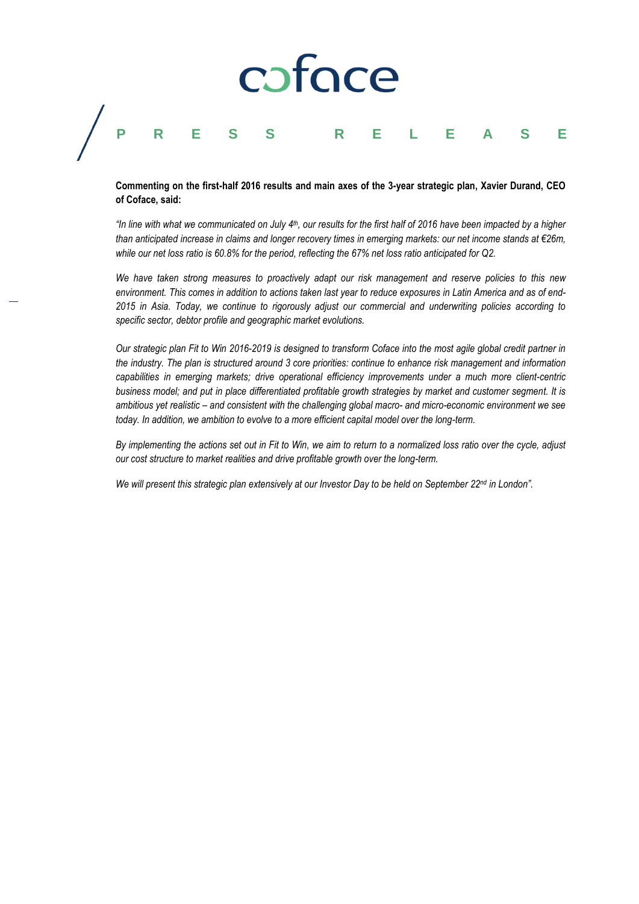**Commenting on the first-half 2016 results and main axes of the 3-year strategic plan, Xavier Durand, CEO of Coface, said:**

*"In line with what we communicated on July 4th, our results for the first half of 2016 have been impacted by a higher than anticipated increase in claims and longer recovery times in emerging markets: our net income stands at €26m, while our net loss ratio is 60.8% for the period, reflecting the 67% net loss ratio anticipated for Q2.*

*We have taken strong measures to proactively adapt our risk management and reserve policies to this new environment. This comes in addition to actions taken last year to reduce exposures in Latin America and as of end-2015 in Asia. Today, we continue to rigorously adjust our commercial and underwriting policies according to specific sector, debtor profile and geographic market evolutions.*

*Our strategic plan Fit to Win 2016-2019 is designed to transform Coface into the most agile global credit partner in the industry. The plan is structured around 3 core priorities: continue to enhance risk management and information capabilities in emerging markets; drive operational efficiency improvements under a much more client-centric business model; and put in place differentiated profitable growth strategies by market and customer segment. It is ambitious yet realistic – and consistent with the challenging global macro- and micro-economic environment we see today. In addition, we ambition to evolve to a more efficient capital model over the long-term.*

*By implementing the actions set out in Fit to Win, we aim to return to a normalized loss ratio over the cycle, adjust our cost structure to market realities and drive profitable growth over the long-term.*

*We will present this strategic plan extensively at our Investor Day to be held on September 22nd in London".*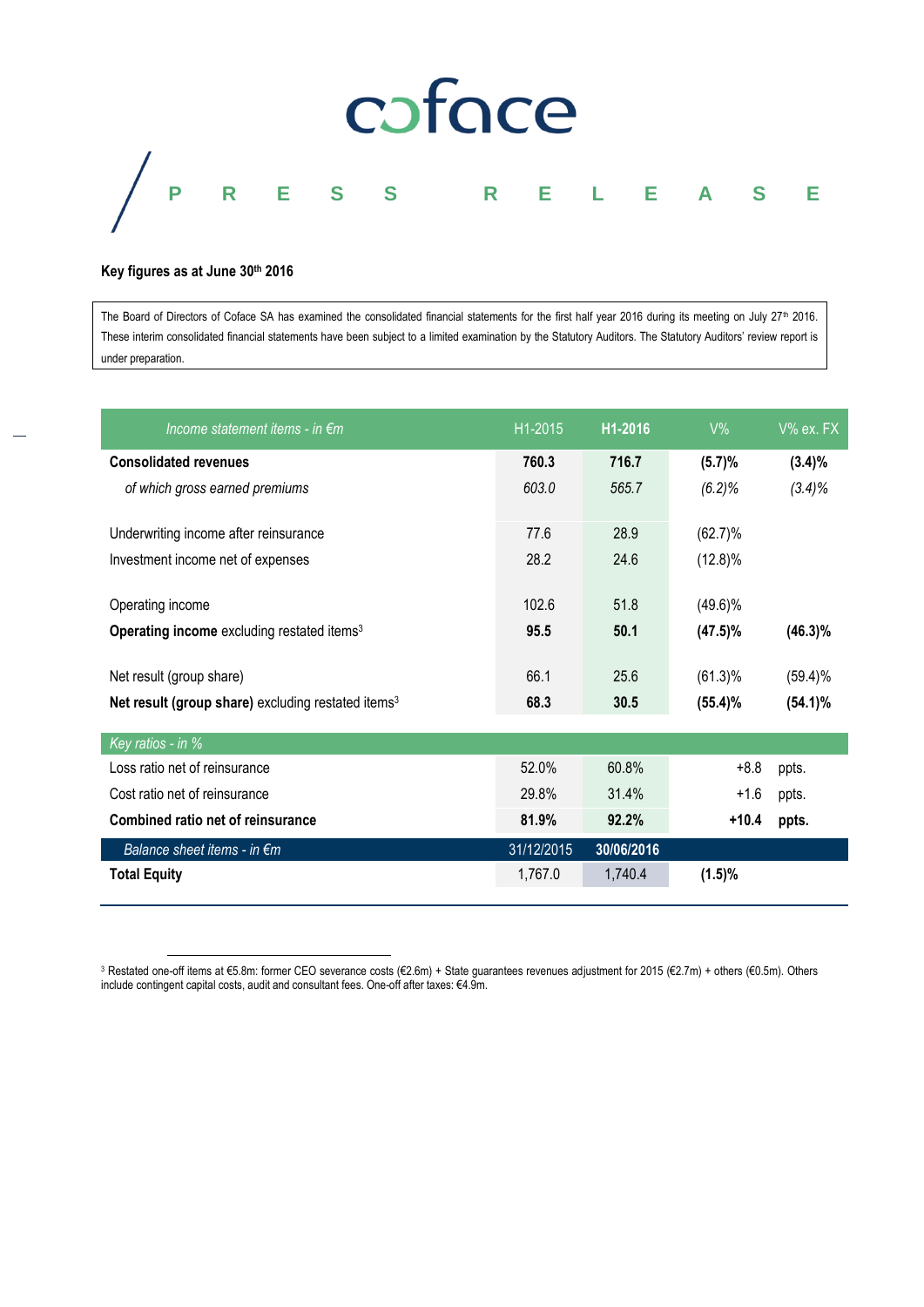**P R E S S   R E L E A S E**

**Key figures as at June 30th 2016**

The Board of Directors of Coface SA has examined the consolidated financial statements for the first half year 2016 during its meeting on July 27th 2016. These interim consolidated financial statements have been subject to a limited examination by the Statutory Auditors. The Statutory Auditors' review report is under preparation.

| *Income statement items - in €m* | H1-2015 | **H1-2016** | V% | V% ex. FX |
|---|---|---|---|---|
| **Consolidated revenues** | **760.3** | **716.7** | **(5.7)%** | **(3.4)%** |
| *of which gross earned premiums* | *603.0* | *565.7* | *(6.2)%* | *(3.4)%* |
| Underwriting income after reinsurance | 77.6 | 28.9 | (62.7)% | |
| Investment income net of expenses | 28.2 | 24.6 | (12.8)% | |
| Operating income | 102.6 | 51.8 | (49.6)% | |
| **Operating income** excluding restated items[3] | **95.5** | **50.1** | **(47.5)%** | **(46.3)%** |
| Net result (group share) | 66.1 | 25.6 | (61.3)% | (59.4)% |
| **Net result (group share)** excluding restated items[3] | **68.3** | **30.5** | **(55.4)%** | **(54.1)%** |
| *Key ratios - in %* | | | | |
| Loss ratio net of reinsurance | 52.0% | 60.8% | +8.8 | ppts. |
| Cost ratio net of reinsurance | 29.8% | 31.4% | +1.6 | ppts. |
| **Combined ratio net of reinsurance** | **81.9%** | **92.2%** | **+10.4** | **ppts.** |
| *Balance sheet items - in €m* | 31/12/2015 | **30/06/2016** | | |
| **Total Equity** | 1,767.0 | 1,740.4 | **(1.5)%** | |

[3] Restated one-off items at €5.8m: former CEO severance costs (€2.6m) + State guarantees revenues adjustment for 2015 (€2.7m) + others (€0.5m). Others include contingent capital costs, audit and consultant fees. One-off after taxes: €4.9m.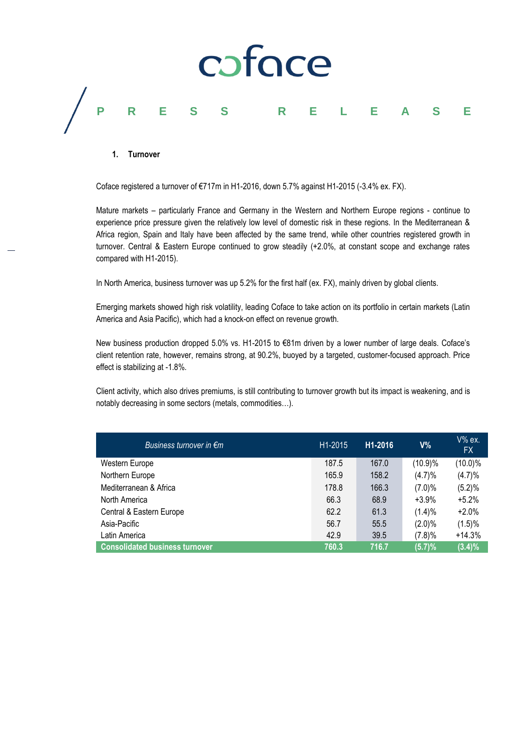## 1. Turnover

Coface registered a turnover of €717m in H1-2016, down 5.7% against H1-2015 (-3.4% ex. FX).

Mature markets – particularly France and Germany in the Western and Northern Europe regions - continue to experience price pressure given the relatively low level of domestic risk in these regions. In the Mediterranean & Africa region, Spain and Italy have been affected by the same trend, while other countries registered growth in turnover. Central & Eastern Europe continued to grow steadily (+2.0%, at constant scope and exchange rates compared with H1-2015).

In North America, business turnover was up 5.2% for the first half (ex. FX), mainly driven by global clients.

Emerging markets showed high risk volatility, leading Coface to take action on its portfolio in certain markets (Latin America and Asia Pacific), which had a knock-on effect on revenue growth.

New business production dropped 5.0% vs. H1-2015 to €81m driven by a lower number of large deals. Coface's client retention rate, however, remains strong, at 90.2%, buoyed by a targeted, customer-focused approach. Price effect is stabilizing at -1.8%.

Client activity, which also drives premiums, is still contributing to turnover growth but its impact is weakening, and is notably decreasing in some sectors (metals, commodities…).

| *Business turnover in €m* | H1-2015 | **H1-2016** | **V%** | V% ex. FX |
|---|---|---|---|---|
| Western Europe | 187.5 | 167.0 | (10.9)% | (10.0)% |
| Northern Europe | 165.9 | 158.2 | (4.7)% | (4.7)% |
| Mediterranean & Africa | 178.8 | 166.3 | (7.0)% | (5.2)% |
| North America | 66.3 | 68.9 | +3.9% | +5.2% |
| Central & Eastern Europe | 62.2 | 61.3 | (1.4)% | +2.0% |
| Asia-Pacific | 56.7 | 55.5 | (2.0)% | (1.5)% |
| Latin America | 42.9 | 39.5 | (7.8)% | +14.3% |
| **Consolidated business turnover** | **760.3** | **716.7** | **(5.7)%** | **(3.4)%** |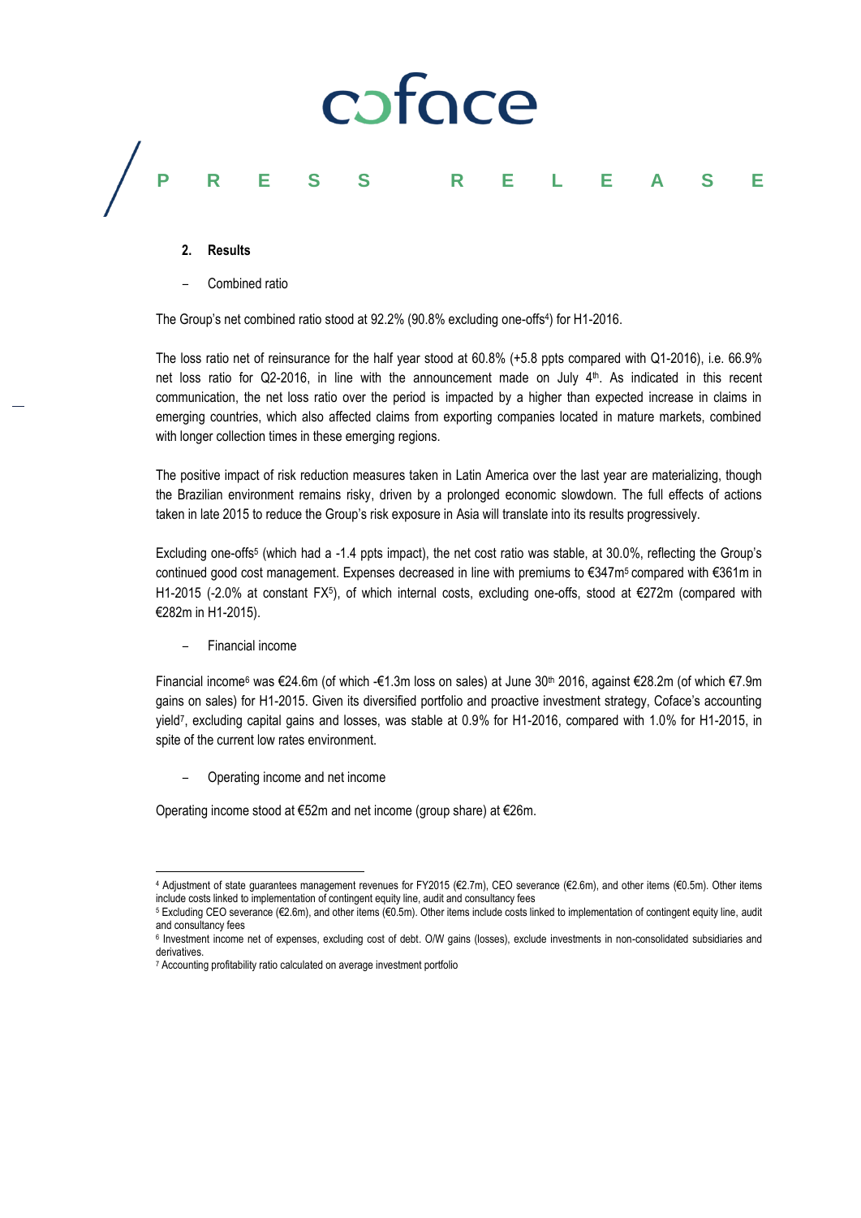## 2. Results

- Combined ratio

The Group's net combined ratio stood at 92.2% (90.8% excluding one-offs[4]) for H1-2016.

The loss ratio net of reinsurance for the half year stood at 60.8% (+5.8 ppts compared with Q1-2016), i.e. 66.9% net loss ratio for Q2-2016, in line with the announcement made on July 4th. As indicated in this recent communication, the net loss ratio over the period is impacted by a higher than expected increase in claims in emerging countries, which also affected claims from exporting companies located in mature markets, combined with longer collection times in these emerging regions.

The positive impact of risk reduction measures taken in Latin America over the last year are materializing, though the Brazilian environment remains risky, driven by a prolonged economic slowdown. The full effects of actions taken in late 2015 to reduce the Group's risk exposure in Asia will translate into its results progressively.

Excluding one-offs[5] (which had a -1.4 ppts impact), the net cost ratio was stable, at 30.0%, reflecting the Group's continued good cost management. Expenses decreased in line with premiums to €347m[5] compared with €361m in H1-2015 (-2.0% at constant FX[5]), of which internal costs, excluding one-offs, stood at €272m (compared with €282m in H1-2015).

- Financial income

Financial income[6] was €24.6m (of which -€1.3m loss on sales) at June 30th 2016, against €28.2m (of which €7.9m gains on sales) for H1-2015. Given its diversified portfolio and proactive investment strategy, Coface's accounting yield[7], excluding capital gains and losses, was stable at 0.9% for H1-2016, compared with 1.0% for H1-2015, in spite of the current low rates environment.

- Operating income and net income

Operating income stood at €52m and net income (group share) at €26m.

---

[4] Adjustment of state guarantees management revenues for FY2015 (€2.7m), CEO severance (€2.6m), and other items (€0.5m). Other items include costs linked to implementation of contingent equity line, audit and consultancy fees

[5] Excluding CEO severance (€2.6m), and other items (€0.5m). Other items include costs linked to implementation of contingent equity line, audit and consultancy fees

[6] Investment income net of expenses, excluding cost of debt. O/W gains (losses), exclude investments in non-consolidated subsidiaries and derivatives.

[7] Accounting profitability ratio calculated on average investment portfolio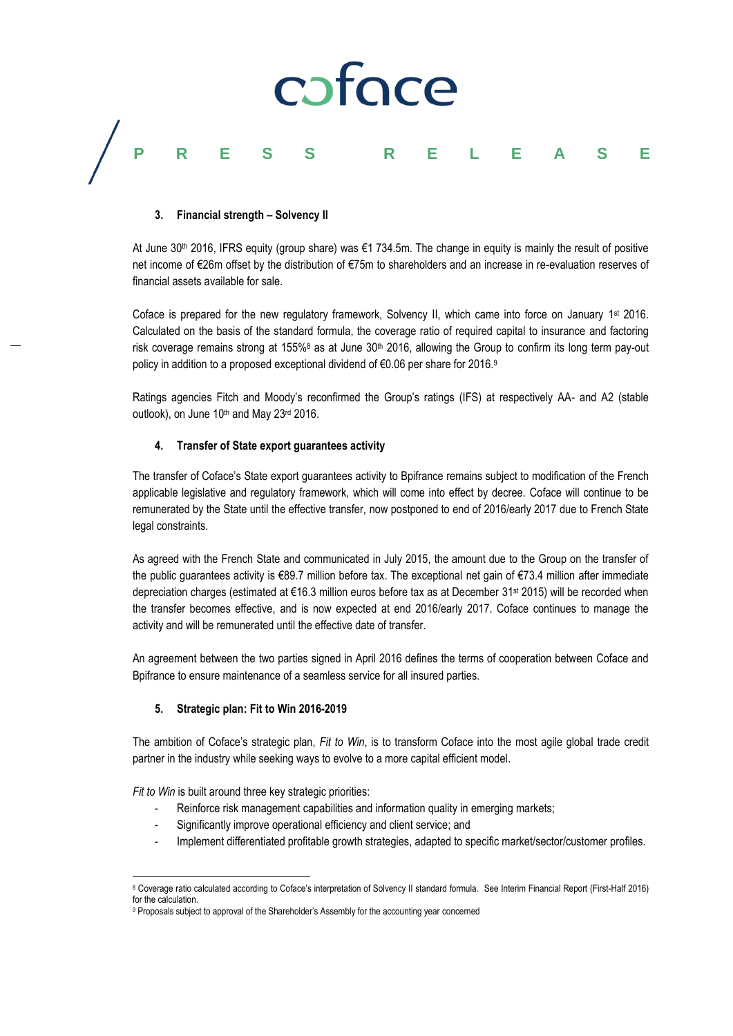### 3. Financial strength – Solvency II

At June 30th 2016, IFRS equity (group share) was €1 734.5m. The change in equity is mainly the result of positive net income of €26m offset by the distribution of €75m to shareholders and an increase in re-evaluation reserves of financial assets available for sale.

Coface is prepared for the new regulatory framework, Solvency II, which came into force on January 1st 2016. Calculated on the basis of the standard formula, the coverage ratio of required capital to insurance and factoring risk coverage remains strong at 155%[8] as at June 30th 2016, allowing the Group to confirm its long term pay-out policy in addition to a proposed exceptional dividend of €0.06 per share for 2016.[9]

Ratings agencies Fitch and Moody's reconfirmed the Group's ratings (IFS) at respectively AA- and A2 (stable outlook), on June 10th and May 23rd 2016.

### 4. Transfer of State export guarantees activity

The transfer of Coface's State export guarantees activity to Bpifrance remains subject to modification of the French applicable legislative and regulatory framework, which will come into effect by decree. Coface will continue to be remunerated by the State until the effective transfer, now postponed to end of 2016/early 2017 due to French State legal constraints.

As agreed with the French State and communicated in July 2015, the amount due to the Group on the transfer of the public guarantees activity is €89.7 million before tax. The exceptional net gain of €73.4 million after immediate depreciation charges (estimated at €16.3 million euros before tax as at December 31st 2015) will be recorded when the transfer becomes effective, and is now expected at end 2016/early 2017. Coface continues to manage the activity and will be remunerated until the effective date of transfer.

An agreement between the two parties signed in April 2016 defines the terms of cooperation between Coface and Bpifrance to ensure maintenance of a seamless service for all insured parties.

### 5. Strategic plan: Fit to Win 2016-2019

The ambition of Coface's strategic plan, *Fit to Win*, is to transform Coface into the most agile global trade credit partner in the industry while seeking ways to evolve to a more capital efficient model.

*Fit to Win* is built around three key strategic priorities:

- Reinforce risk management capabilities and information quality in emerging markets;
- Significantly improve operational efficiency and client service; and
- Implement differentiated profitable growth strategies, adapted to specific market/sector/customer profiles.

---

[8] Coverage ratio calculated according to Coface's interpretation of Solvency II standard formula. See Interim Financial Report (First-Half 2016) for the calculation.

[9] Proposals subject to approval of the Shareholder's Assembly for the accounting year concerned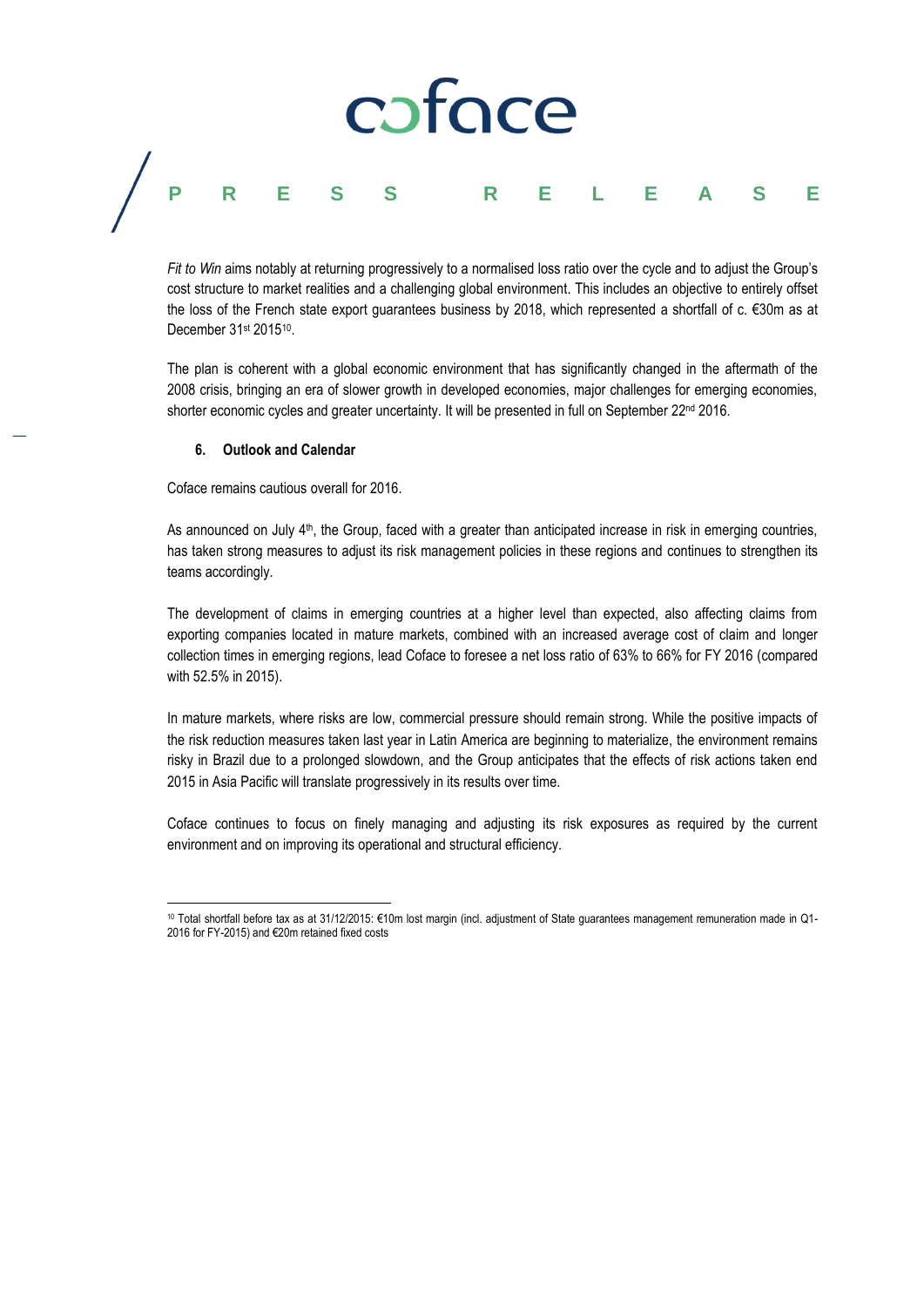*Fit to Win* aims notably at returning progressively to a normalised loss ratio over the cycle and to adjust the Group's cost structure to market realities and a challenging global environment. This includes an objective to entirely offset the loss of the French state export guarantees business by 2018, which represented a shortfall of c. €30m as at December 31st 2015[10].

The plan is coherent with a global economic environment that has significantly changed in the aftermath of the 2008 crisis, bringing an era of slower growth in developed economies, major challenges for emerging economies, shorter economic cycles and greater uncertainty. It will be presented in full on September 22nd 2016.

## 6. Outlook and Calendar

Coface remains cautious overall for 2016.

As announced on July 4th, the Group, faced with a greater than anticipated increase in risk in emerging countries, has taken strong measures to adjust its risk management policies in these regions and continues to strengthen its teams accordingly.

The development of claims in emerging countries at a higher level than expected, also affecting claims from exporting companies located in mature markets, combined with an increased average cost of claim and longer collection times in emerging regions, lead Coface to foresee a net loss ratio of 63% to 66% for FY 2016 (compared with 52.5% in 2015).

In mature markets, where risks are low, commercial pressure should remain strong. While the positive impacts of the risk reduction measures taken last year in Latin America are beginning to materialize, the environment remains risky in Brazil due to a prolonged slowdown, and the Group anticipates that the effects of risk actions taken end 2015 in Asia Pacific will translate progressively in its results over time.

Coface continues to focus on finely managing and adjusting its risk exposures as required by the current environment and on improving its operational and structural efficiency.

---

[10] Total shortfall before tax as at 31/12/2015: €10m lost margin (incl. adjustment of State guarantees management remuneration made in Q1-2016 for FY-2015) and €20m retained fixed costs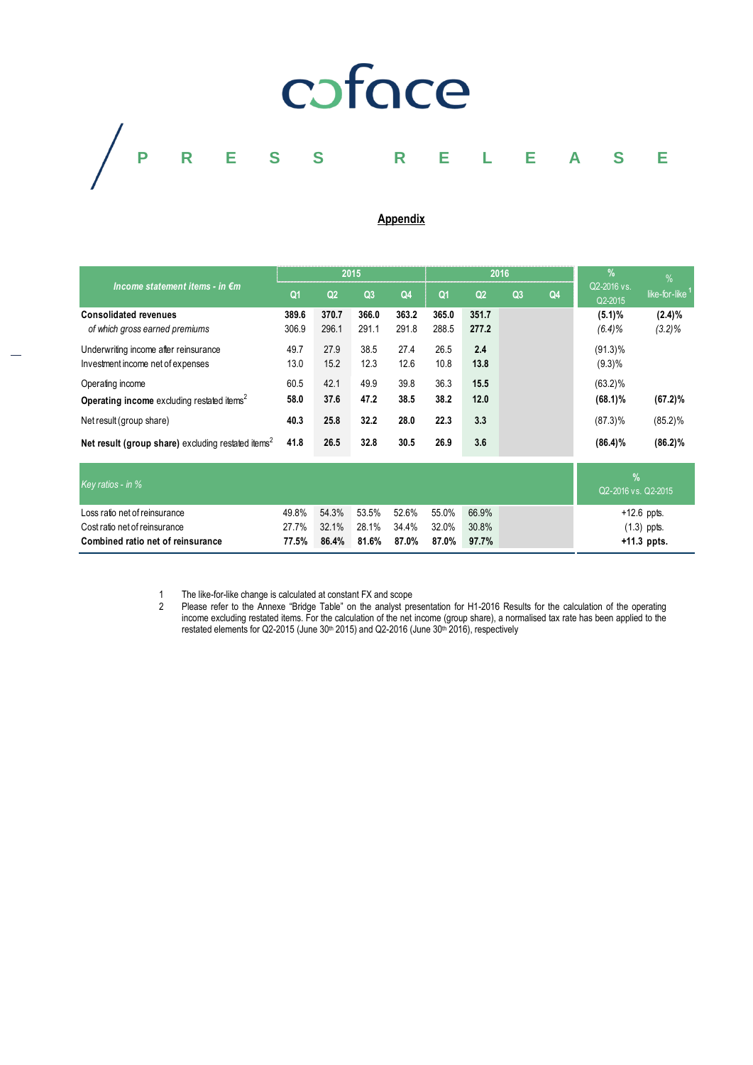coface

PRESS RELEASE

## Appendix

| Income statement items - in €m | 2015 Q1 | 2015 Q2 | 2015 Q3 | 2015 Q4 | 2016 Q1 | 2016 Q2 | 2016 Q3 | 2016 Q4 | % Q2-2016 vs. Q2-2015 | % like-for-like[1] |
|---|---|---|---|---|---|---|---|---|---|---|
| **Consolidated revenues** | **389.6** | **370.7** | **366.0** | **363.2** | **365.0** | **351.7** | | | **(5.1)%** | **(2.4)%** |
| *of which gross earned premiums* | 306.9 | 296.1 | 291.1 | 291.8 | 288.5 | **277.2** | | | *(6.4)%* | *(3.2)%* |
| Underwriting income after reinsurance | 49.7 | 27.9 | 38.5 | 27.4 | 26.5 | **2.4** | | | (91.3)% | |
| Investment income net of expenses | 13.0 | 15.2 | 12.3 | 12.6 | 10.8 | **13.8** | | | (9.3)% | |
| Operating income | 60.5 | 42.1 | 49.9 | 39.8 | 36.3 | **15.5** | | | (63.2)% | |
| **Operating income** excluding restated items[2] | **58.0** | **37.6** | **47.2** | **38.5** | **38.2** | **12.0** | | | **(68.1)%** | **(67.2)%** |
| Net result (group share) | **40.3** | **25.8** | **32.2** | **28.0** | **22.3** | **3.3** | | | (87.3)% | (85.2)% |
| **Net result (group share)** excluding restated items[2] | **41.8** | **26.5** | **32.8** | **30.5** | **26.9** | **3.6** | | | **(86.4)%** | **(86.2)%** |

| *Key ratios - in %* | 2015 Q1 | 2015 Q2 | 2015 Q3 | 2015 Q4 | 2016 Q1 | 2016 Q2 | 2016 Q3 | 2016 Q4 | % Q2-2016 vs. Q2-2015 |
|---|---|---|---|---|---|---|---|---|---|
| Loss ratio net of reinsurance | 49.8% | 54.3% | 53.5% | 52.6% | 55.0% | 66.9% | | | +12.6 ppts. |
| Cost ratio net of reinsurance | 27.7% | 32.1% | 28.1% | 34.4% | 32.0% | 30.8% | | | (1.3) ppts. |
| **Combined ratio net of reinsurance** | **77.5%** | **86.4%** | **81.6%** | **87.0%** | **87.0%** | **97.7%** | | | **+11.3 ppts.** |

1 The like-for-like change is calculated at constant FX and scope

2 Please refer to the Annexe "Bridge Table" on the analyst presentation for H1-2016 Results for the calculation of the operating income excluding restated items. For the calculation of the net income (group share), a normalised tax rate has been applied to the restated elements for Q2-2015 (June 30th 2015) and Q2-2016 (June 30th 2016), respectively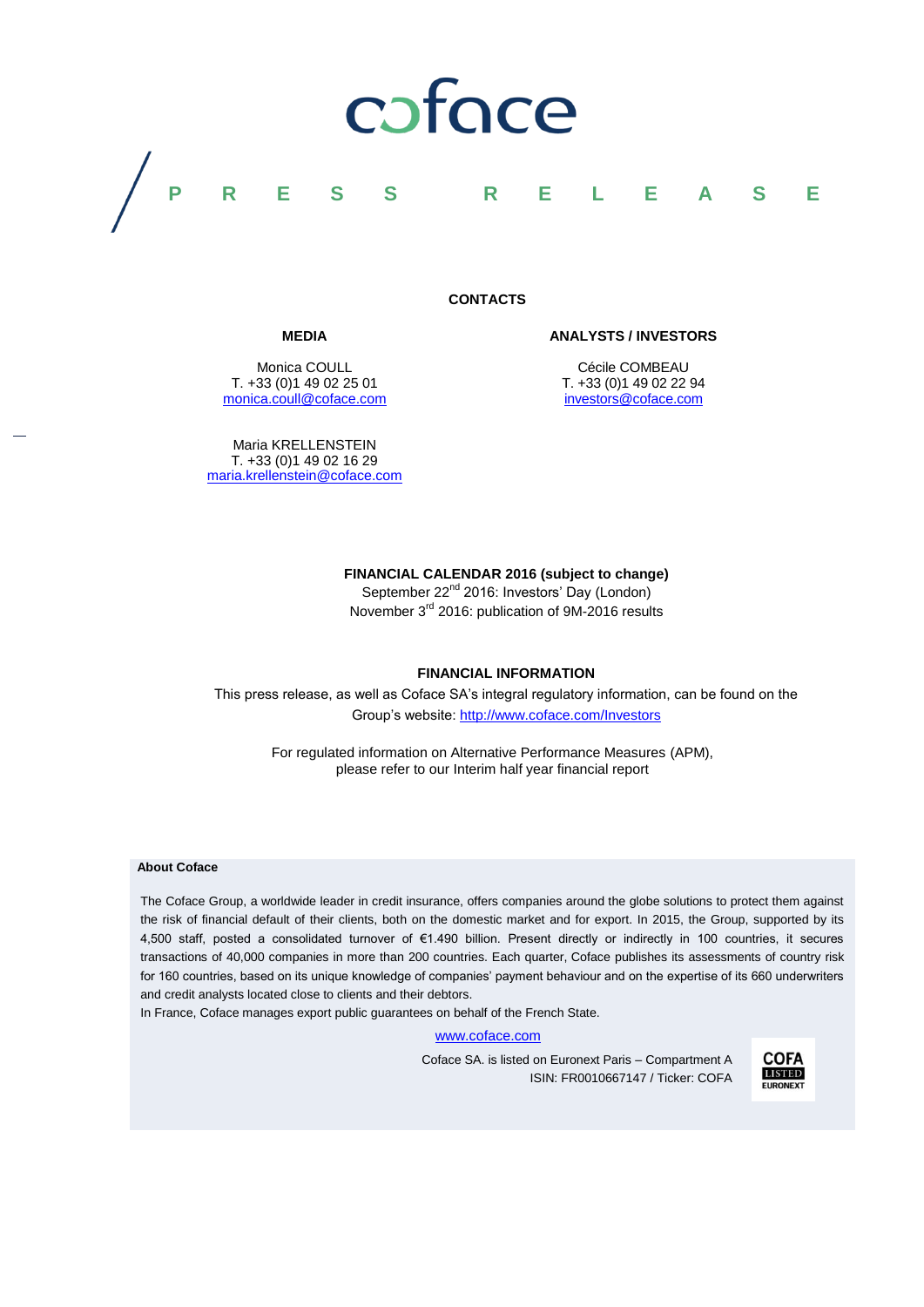coface

PRESS RELEASE

**CONTACTS**

**MEDIA**

Monica COULL
T. +33 (0)1 49 02 25 01
monica.coull@coface.com

Maria KRELLENSTEIN
T. +33 (0)1 49 02 16 29
maria.krellenstein@coface.com

**ANALYSTS / INVESTORS**

Cécile COMBEAU
T. +33 (0)1 49 02 22 94
investors@coface.com

**FINANCIAL CALENDAR 2016 (subject to change)**
September 22nd 2016: Investors' Day (London)
November 3rd 2016: publication of 9M-2016 results

**FINANCIAL INFORMATION**

This press release, as well as Coface SA's integral regulatory information, can be found on the Group's website: http://www.coface.com/Investors

For regulated information on Alternative Performance Measures (APM), please refer to our Interim half year financial report

**About Coface**

The Coface Group, a worldwide leader in credit insurance, offers companies around the globe solutions to protect them against the risk of financial default of their clients, both on the domestic market and for export. In 2015, the Group, supported by its 4,500 staff, posted a consolidated turnover of €1.490 billion. Present directly or indirectly in 100 countries, it secures transactions of 40,000 companies in more than 200 countries. Each quarter, Coface publishes its assessments of country risk for 160 countries, based on its unique knowledge of companies' payment behaviour and on the expertise of its 660 underwriters and credit analysts located close to clients and their debtors.
In France, Coface manages export public guarantees on behalf of the French State.

www.coface.com

Coface SA. is listed on Euronext Paris – Compartment A
ISIN: FR0010667147 / Ticker: COFA

COFA LISTED EURONEXT